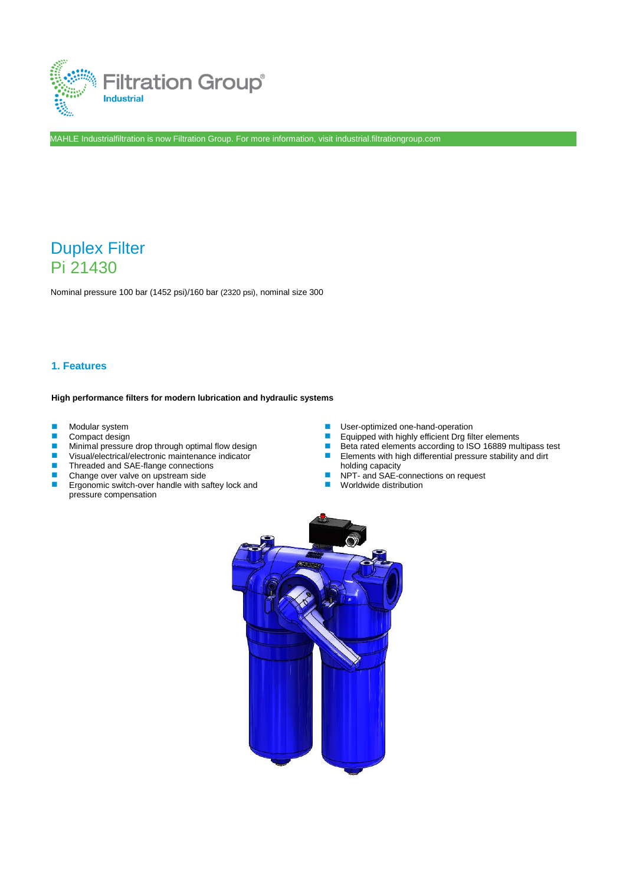Filtration Group®
Industrial

MAHLE Industrialfiltration is now Filtration Group. For more information, visit industrial.filtrationgroup.com

# Duplex Filter
# Pi 21430

Nominal pressure 100 bar (1452 psi)/160 bar (2320 psi), nominal size 300

## 1. Features

**High performance filters for modern lubrication and hydraulic systems**

- Modular system
- Compact design
- Minimal pressure drop through optimal flow design
- Visual/electrical/electronic maintenance indicator
- Threaded and SAE-flange connections
- Change over valve on upstream side
- Ergonomic switch-over handle with saftey lock and pressure compensation
- User-optimized one-hand-operation
- Equipped with highly efficient Drg filter elements
- Beta rated elements according to ISO 16889 multipass test
- Elements with high differential pressure stability and dirt holding capacity
- NPT- and SAE-connections on request
- Worldwide distribution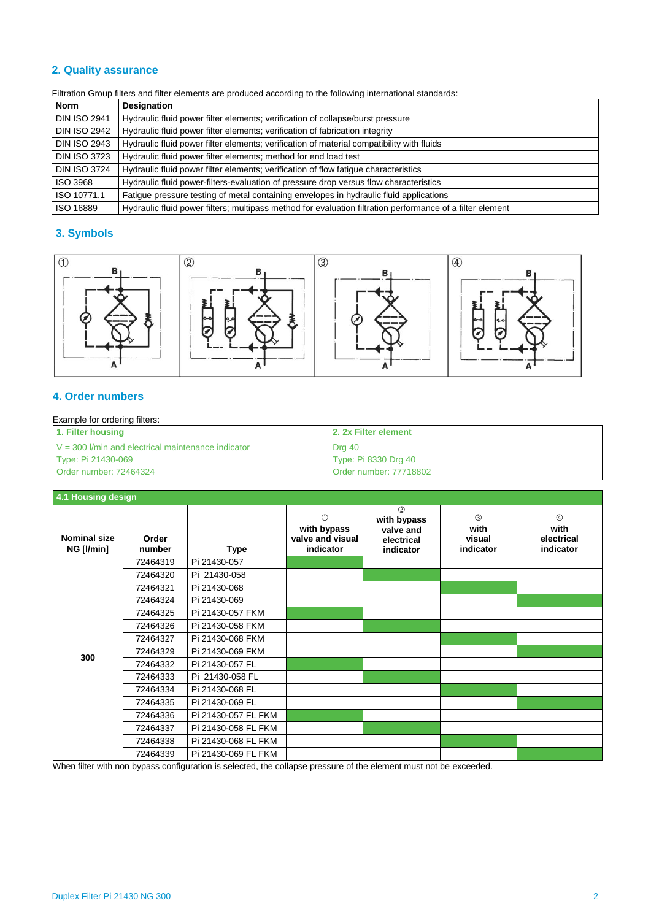## 2. Quality assurance

Filtration Group filters and filter elements are produced according to the following international standards:

| Norm | Designation |
|---|---|
| DIN ISO 2941 | Hydraulic fluid power filter elements; verification of collapse/burst pressure |
| DIN ISO 2942 | Hydraulic fluid power filter elements; verification of fabrication integrity |
| DIN ISO 2943 | Hydraulic fluid power filter elements; verification of material compatibility with fluids |
| DIN ISO 3723 | Hydraulic fluid power filter elements; method for end load test |
| DIN ISO 3724 | Hydraulic fluid power filter elements; verification of flow fatigue characteristics |
| ISO 3968 | Hydraulic fluid power-filters-evaluation of pressure drop versus flow characteristics |
| ISO 10771.1 | Fatigue pressure testing of metal containing envelopes in hydraulic fluid applications |
| ISO 16889 | Hydraulic fluid power filters; multipass method for evaluation filtration performance of a filter element |

## 3. Symbols

①  B  A

②  B  A

③  B  A

④  B  A

## 4. Order numbers

Example for ordering filters:

| 1. Filter housing | 2. 2x Filter element |
|---|---|
| V = 300 l/min and electrical maintenance indicator<br>Type: Pi 21430-069<br>Order number: 72464324 | Drg 40<br>Type: Pi 8330 Drg 40<br>Order number: 77718802 |

**4.1 Housing design**

| Nominal size NG [l/min] | Order number | Type | ① with bypass valve and visual indicator | ② with bypass valve and electrical indicator | ③ with visual indicator | ④ with electrical indicator |
|---|---|---|---|---|---|---|
| 300 | 72464319 | Pi 21430-057 | ■ | | | |
| | 72464320 | Pi 21430-058 | | ■ | | |
| | 72464321 | Pi 21430-068 | | | ■ | |
| | 72464324 | Pi 21430-069 | | | | ■ |
| | 72464325 | Pi 21430-057 FKM | ■ | | | |
| | 72464326 | Pi 21430-058 FKM | | ■ | | |
| | 72464327 | Pi 21430-068 FKM | | | ■ | |
| | 72464329 | Pi 21430-069 FKM | | | | ■ |
| | 72464332 | Pi 21430-057 FL | ■ | | | |
| | 72464333 | Pi 21430-058 FL | | ■ | | |
| | 72464334 | Pi 21430-068 FL | | | ■ | |
| | 72464335 | Pi 21430-069 FL | | | | ■ |
| | 72464336 | Pi 21430-057 FL FKM | ■ | | | |
| | 72464337 | Pi 21430-058 FL FKM | | ■ | | |
| | 72464338 | Pi 21430-068 FL FKM | | | ■ | |
| | 72464339 | Pi 21430-069 FL FKM | | | | ■ |

When filter with non bypass configuration is selected, the collapse pressure of the element must not be exceeded.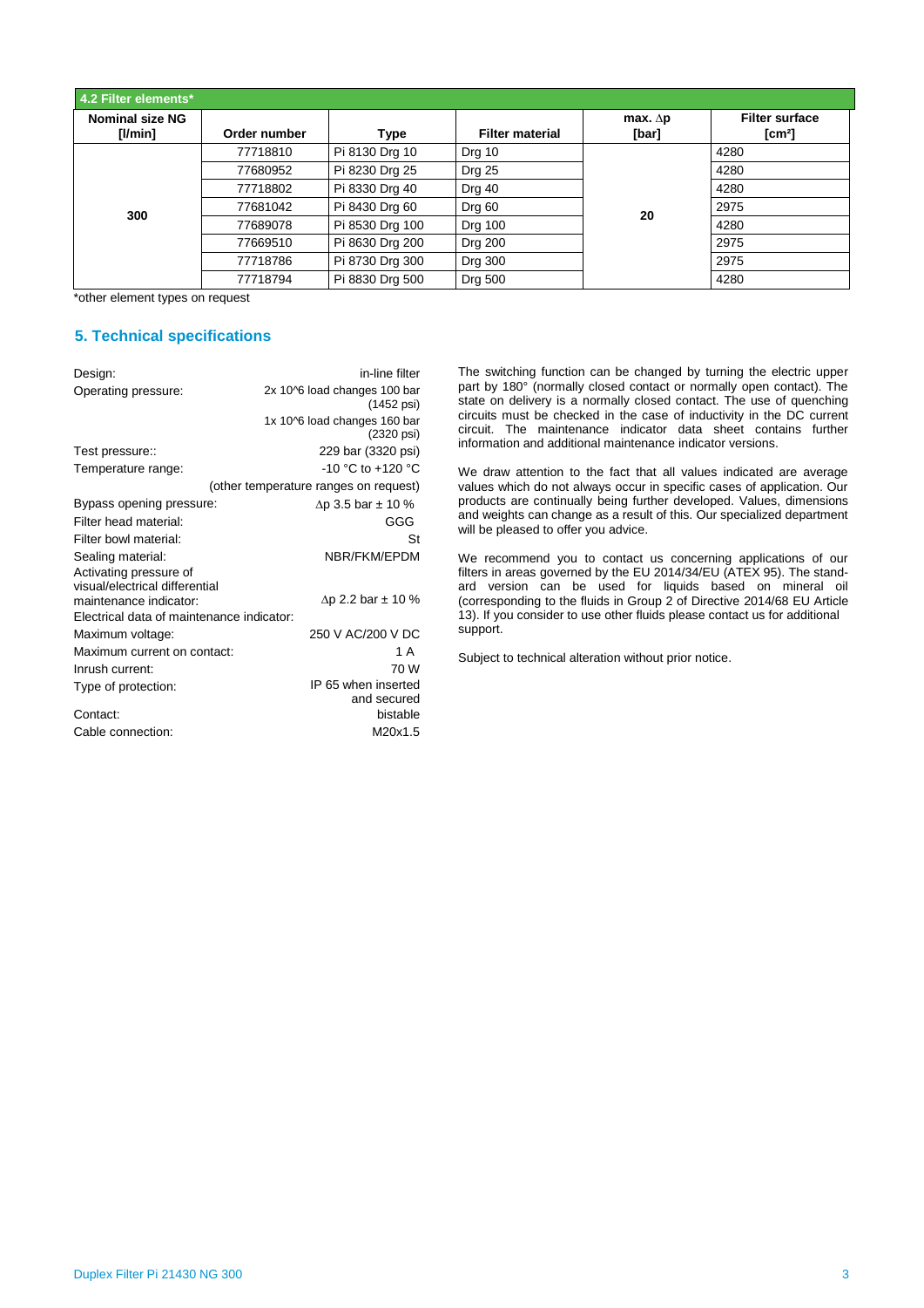### 4.2 Filter elements*

| Nominal size NG [l/min] | Order number | Type | Filter material | max. ∆p [bar] | Filter surface [cm²] |
|---|---|---|---|---|---|
| 300 | 77718810 | Pi 8130 Drg 10 | Drg 10 | 20 | 4280 |
| | 77680952 | Pi 8230 Drg 25 | Drg 25 | | 4280 |
| | 77718802 | Pi 8330 Drg 40 | Drg 40 | | 4280 |
| | 77681042 | Pi 8430 Drg 60 | Drg 60 | | 2975 |
| | 77689078 | Pi 8530 Drg 100 | Drg 100 | | 4280 |
| | 77669510 | Pi 8630 Drg 200 | Drg 200 | | 2975 |
| | 77718786 | Pi 8730 Drg 300 | Drg 300 | | 2975 |
| | 77718794 | Pi 8830 Drg 500 | Drg 500 | | 4280 |

*other element types on request

## 5. Technical specifications

| | |
|---|---|
| Design: | in-line filter |
| Operating pressure: | 2x 10^6 load changes 100 bar (1452 psi) |
| | 1x 10^6 load changes 160 bar (2320 psi) |
| Test pressure:: | 229 bar (3320 psi) |
| Temperature range: | -10 °C to +120 °C |
| | (other temperature ranges on request) |
| Bypass opening pressure: | ∆p 3.5 bar ± 10 % |
| Filter head material: | GGG |
| Filter bowl material: | St |
| Sealing material: | NBR/FKM/EPDM |
| Activating pressure of visual/electrical differential maintenance indicator: | ∆p 2.2 bar ± 10 % |
| Electrical data of maintenance indicator: | |
| Maximum voltage: | 250 V AC/200 V DC |
| Maximum current on contact: | 1 A |
| Inrush current: | 70 W |
| Type of protection: | IP 65 when inserted and secured |
| Contact: | bistable |
| Cable connection: | M20x1.5 |

The switching function can be changed by turning the electric upper part by 180° (normally closed contact or normally open contact). The state on delivery is a normally closed contact. The use of quenching circuits must be checked in the case of inductivity in the DC current circuit. The maintenance indicator data sheet contains further information and additional maintenance indicator versions.

We draw attention to the fact that all values indicated are average values which do not always occur in specific cases of application. Our products are continually being further developed. Values, dimensions and weights can change as a result of this. Our specialized department will be pleased to offer you advice.

We recommend you to contact us concerning applications of our filters in areas governed by the EU 2014/34/EU (ATEX 95). The standard version can be used for liquids based on mineral oil (corresponding to the fluids in Group 2 of Directive 2014/68 EU Article 13). If you consider to use other fluids please contact us for additional support.

Subject to technical alteration without prior notice.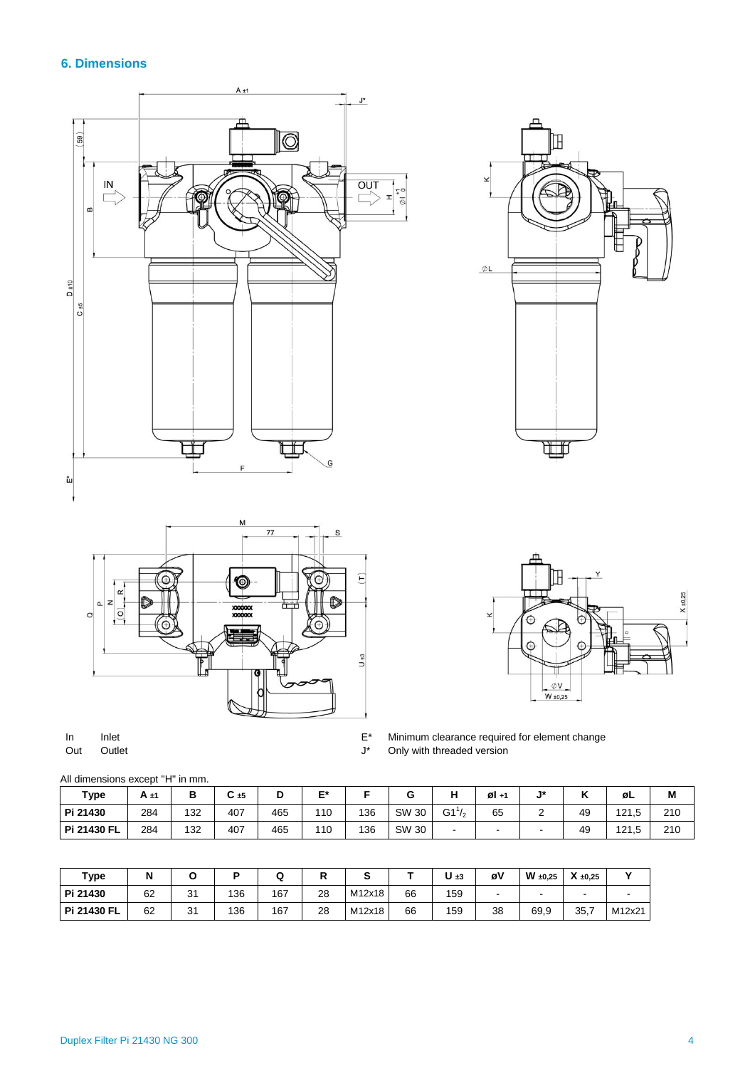## 6. Dimensions

In Inlet
Out Outlet

E* Minimum clearance required for element change
J* Only with threaded version

All dimensions except "H" in mm.

| Type | A ±1 | B | C ±5 | D | E* | F | G | H | øI +1 | J* | K | øL | M |
|---|---|---|---|---|---|---|---|---|---|---|---|---|---|
| Pi 21430 | 284 | 132 | 407 | 465 | 110 | 136 | SW 30 | G1$^1/_2$ | 65 | 2 | 49 | 121,5 | 210 |
| Pi 21430 FL | 284 | 132 | 407 | 465 | 110 | 136 | SW 30 | - | - | - | 49 | 121,5 | 210 |

| Type | N | O | P | Q | R | S | T | U ±3 | øV | W ±0,25 | X ±0,25 | Y |
|---|---|---|---|---|---|---|---|---|---|---|---|---|
| Pi 21430 | 62 | 31 | 136 | 167 | 28 | M12x18 | 66 | 159 | - | - | - | - |
| Pi 21430 FL | 62 | 31 | 136 | 167 | 28 | M12x18 | 66 | 159 | 38 | 69,9 | 35,7 | M12x21 |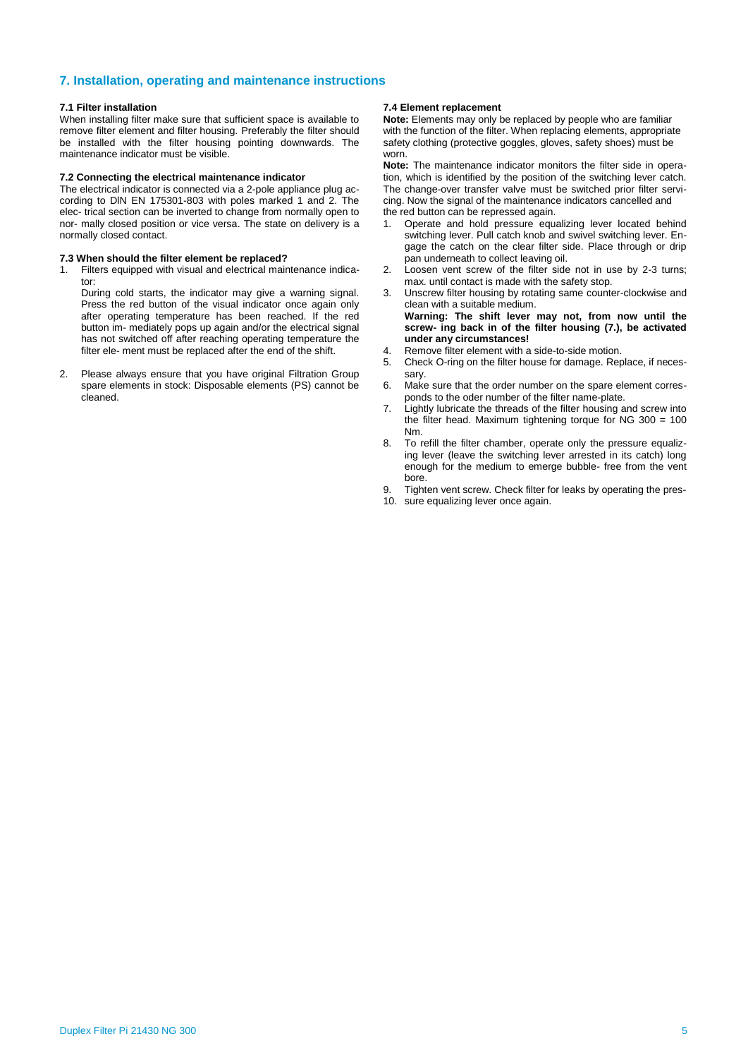## 7. Installation, operating and maintenance instructions

### 7.1 Filter installation

When installing filter make sure that sufficient space is available to remove filter element and filter housing. Preferably the filter should be installed with the filter housing pointing downwards. The maintenance indicator must be visible.

### 7.2 Connecting the electrical maintenance indicator

The electrical indicator is connected via a 2-pole appliance plug according to DIN EN 175301-803 with poles marked 1 and 2. The elec- trical section can be inverted to change from normally open to nor- mally closed position or vice versa. The state on delivery is a normally closed contact.

### 7.3 When should the filter element be replaced?

1. Filters equipped with visual and electrical maintenance indicator:

   During cold starts, the indicator may give a warning signal. Press the red button of the visual indicator once again only after operating temperature has been reached. If the red button im- mediately pops up again and/or the electrical signal has not switched off after reaching operating temperature the filter ele- ment must be replaced after the end of the shift.

2. Please always ensure that you have original Filtration Group spare elements in stock: Disposable elements (PS) cannot be cleaned.

### 7.4 Element replacement

**Note:** Elements may only be replaced by people who are familiar with the function of the filter. When replacing elements, appropriate safety clothing (protective goggles, gloves, safety shoes) must be worn.

**Note:** The maintenance indicator monitors the filter side in operation, which is identified by the position of the switching lever catch. The change-over transfer valve must be switched prior filter servicing. Now the signal of the maintenance indicators cancelled and the red button can be repressed again.

1. Operate and hold pressure equalizing lever located behind switching lever. Pull catch knob and swivel switching lever. Engage the catch on the clear filter side. Place through or drip pan underneath to collect leaving oil.
2. Loosen vent screw of the filter side not in use by 2-3 turns; max. until contact is made with the safety stop.
3. Unscrew filter housing by rotating same counter-clockwise and clean with a suitable medium.

   **Warning: The shift lever may not, from now until the screw- ing back in of the filter housing (7.), be activated under any circumstances!**
4. Remove filter element with a side-to-side motion.
5. Check O-ring on the filter house for damage. Replace, if necessary.
6. Make sure that the order number on the spare element corresponds to the oder number of the filter name-plate.
7. Lightly lubricate the threads of the filter housing and screw into the filter head. Maximum tightening torque for NG 300 = 100 Nm.
8. To refill the filter chamber, operate only the pressure equalizing lever (leave the switching lever arrested in its catch) long enough for the medium to emerge bubble- free from the vent bore.
9. Tighten vent screw. Check filter for leaks by operating the pres-
10. sure equalizing lever once again.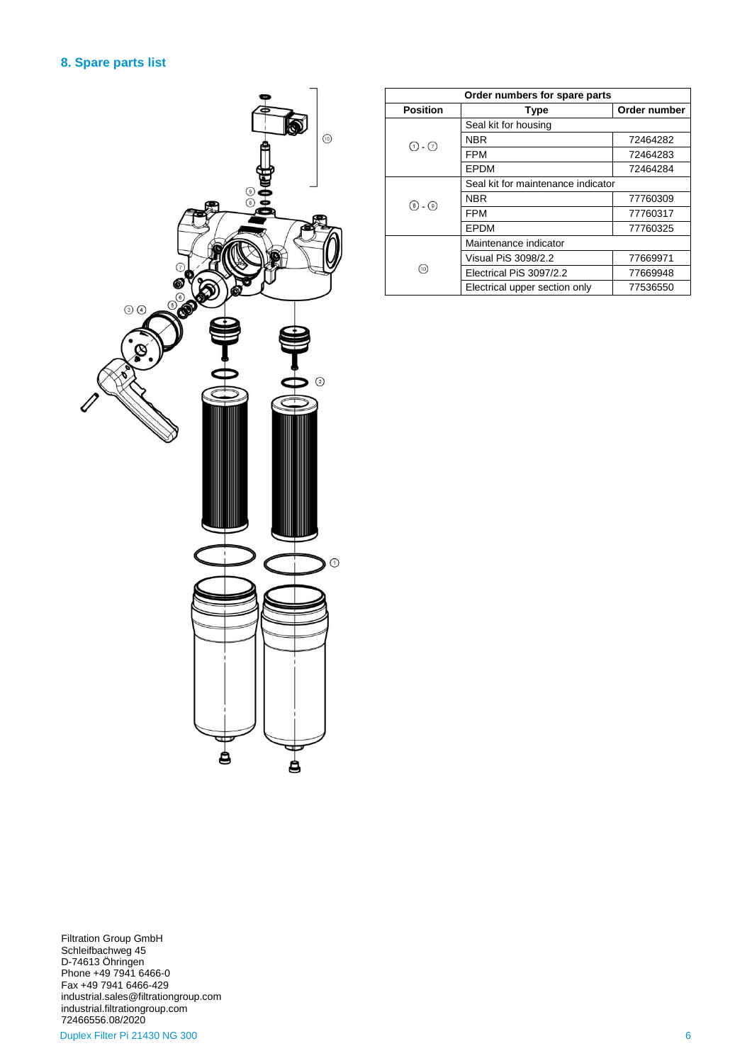## 8. Spare parts list

| Order numbers for spare parts | | |
|---|---|---|
| **Position** | **Type** | **Order number** |
| ① - ⑦ | Seal kit for housing | |
| | NBR | 72464282 |
| | FPM | 72464283 |
| | EPDM | 72464284 |
| ⑧ - ⑨ | Seal kit for maintenance indicator | |
| | NBR | 77760309 |
| | FPM | 77760317 |
| | EPDM | 77760325 |
| ⑩ | Maintenance indicator | |
| | Visual PiS 3098/2.2 | 77669971 |
| | Electrical PiS 3097/2.2 | 77669948 |
| | Electrical upper section only | 77536550 |

Filtration Group GmbH
Schleifbachweg 45
D-74613 Öhringen
Phone +49 7941 6466-0
Fax +49 7941 6466-429
industrial.sales@filtrationgroup.com
industrial.filtrationgroup.com
72466556.08/2020